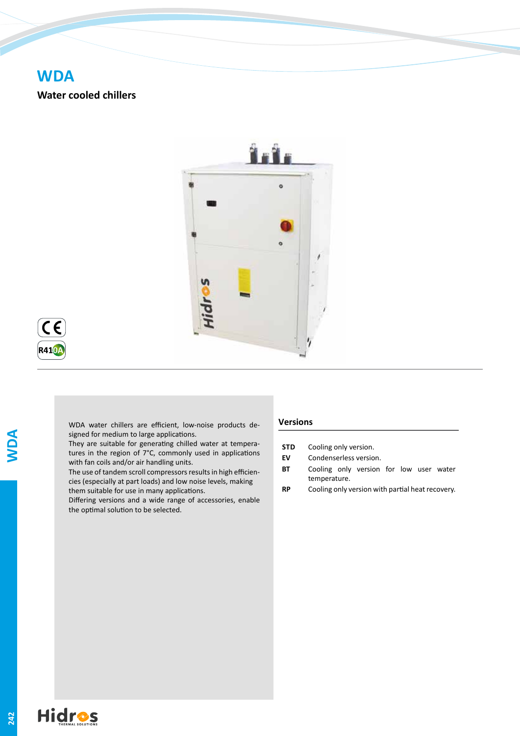# WDA

## Water cooled chillers

WDA water chillers are efficient, low-noise products designed for medium to large applications.
They are suitable for generating chilled water at temperatures in the region of 7°C, commonly used in applications with fan coils and/or air handling units.
The use of tandem scroll compressors results in high efficiencies (especially at part loads) and low noise levels, making them suitable for use in many applications.
Differing versions and a wide range of accessories, enable the optimal solution to be selected.

### Versions

| | |
|---|---|
| **STD** | Cooling only version. |
| **EV** | Condenserless version. |
| **BT** | Cooling only version for low user water temperature. |
| **RP** | Cooling only version with partial heat recovery. |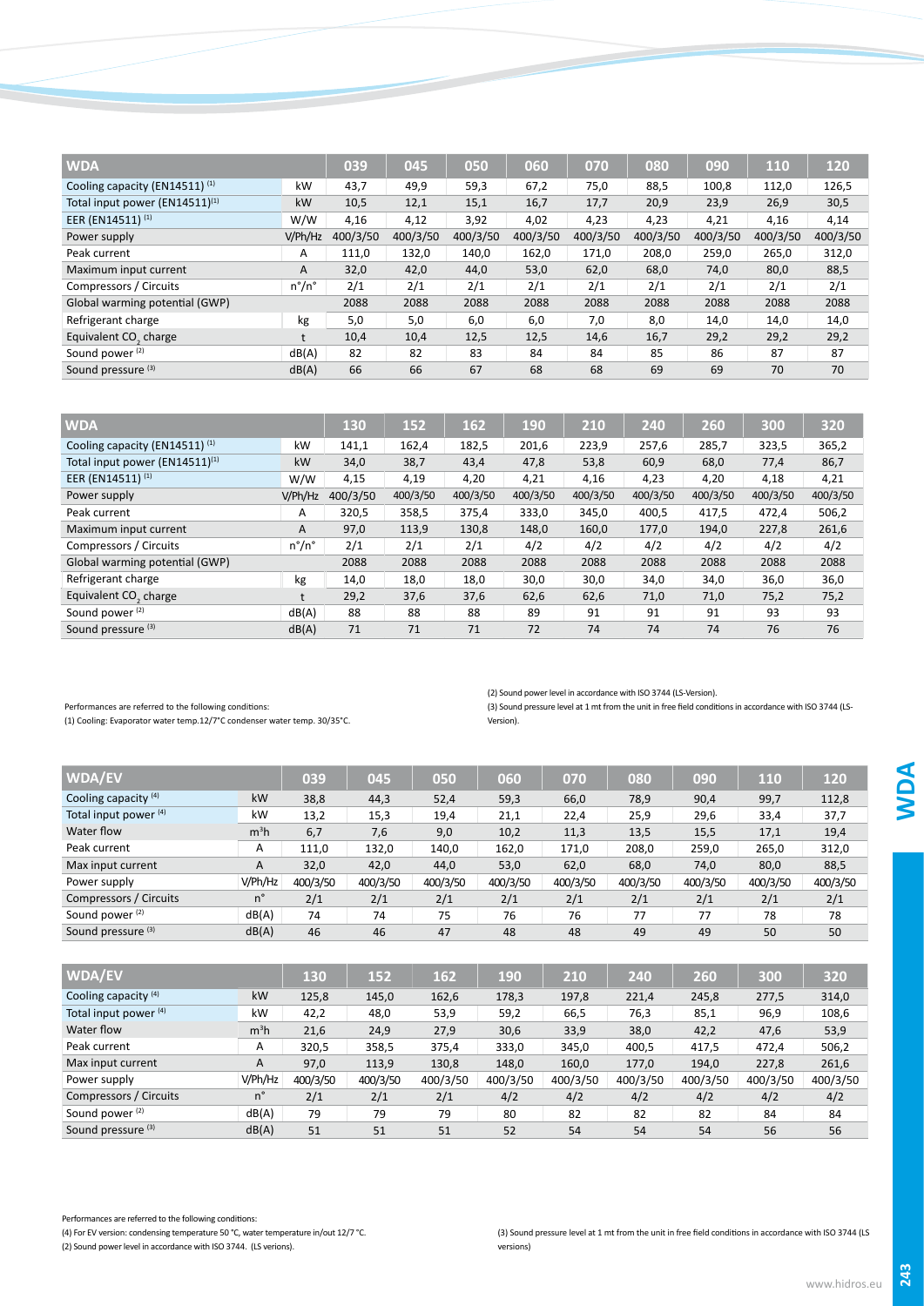| WDA | | 039 | 045 | 050 | 060 | 070 | 080 | 090 | 110 | 120 |
|---|---|---|---|---|---|---|---|---|---|---|
| Cooling capacity (EN14511) (1) | kW | 43,7 | 49,9 | 59,3 | 67,2 | 75,0 | 88,5 | 100,8 | 112,0 | 126,5 |
| Total input power (EN14511)(1) | kW | 10,5 | 12,1 | 15,1 | 16,7 | 17,7 | 20,9 | 23,9 | 26,9 | 30,5 |
| EER (EN14511) (1) | W/W | 4,16 | 4,12 | 3,92 | 4,02 | 4,23 | 4,23 | 4,21 | 4,16 | 4,14 |
| Power supply | V/Ph/Hz | 400/3/50 | 400/3/50 | 400/3/50 | 400/3/50 | 400/3/50 | 400/3/50 | 400/3/50 | 400/3/50 | 400/3/50 |
| Peak current | A | 111,0 | 132,0 | 140,0 | 162,0 | 171,0 | 208,0 | 259,0 | 265,0 | 312,0 |
| Maximum input current | A | 32,0 | 42,0 | 44,0 | 53,0 | 62,0 | 68,0 | 74,0 | 80,0 | 88,5 |
| Compressors / Circuits | n°/n° | 2/1 | 2/1 | 2/1 | 2/1 | 2/1 | 2/1 | 2/1 | 2/1 | 2/1 |
| Global warming potential (GWP) | | 2088 | 2088 | 2088 | 2088 | 2088 | 2088 | 2088 | 2088 | 2088 |
| Refrigerant charge | kg | 5,0 | 5,0 | 6,0 | 6,0 | 7,0 | 8,0 | 14,0 | 14,0 | 14,0 |
| Equivalent $CO_2$ charge | t | 10,4 | 10,4 | 12,5 | 12,5 | 14,6 | 16,7 | 29,2 | 29,2 | 29,2 |
| Sound power (2) | dB(A) | 82 | 82 | 83 | 84 | 84 | 85 | 86 | 87 | 87 |
| Sound pressure (3) | dB(A) | 66 | 66 | 67 | 68 | 68 | 69 | 69 | 70 | 70 |

| WDA | | 130 | 152 | 162 | 190 | 210 | 240 | 260 | 300 | 320 |
|---|---|---|---|---|---|---|---|---|---|---|
| Cooling capacity (EN14511) (1) | kW | 141,1 | 162,4 | 182,5 | 201,6 | 223,9 | 257,6 | 285,7 | 323,5 | 365,2 |
| Total input power (EN14511)(1) | kW | 34,0 | 38,7 | 43,4 | 47,8 | 53,8 | 60,9 | 68,0 | 77,4 | 86,7 |
| EER (EN14511) (1) | W/W | 4,15 | 4,19 | 4,20 | 4,21 | 4,16 | 4,23 | 4,20 | 4,18 | 4,21 |
| Power supply | V/Ph/Hz | 400/3/50 | 400/3/50 | 400/3/50 | 400/3/50 | 400/3/50 | 400/3/50 | 400/3/50 | 400/3/50 | 400/3/50 |
| Peak current | A | 320,5 | 358,5 | 375,4 | 333,0 | 345,0 | 400,5 | 417,5 | 472,4 | 506,2 |
| Maximum input current | A | 97,0 | 113,9 | 130,8 | 148,0 | 160,0 | 177,0 | 194,0 | 227,8 | 261,6 |
| Compressors / Circuits | n°/n° | 2/1 | 2/1 | 2/1 | 4/2 | 4/2 | 4/2 | 4/2 | 4/2 | 4/2 |
| Global warming potential (GWP) | | 2088 | 2088 | 2088 | 2088 | 2088 | 2088 | 2088 | 2088 | 2088 |
| Refrigerant charge | kg | 14,0 | 18,0 | 18,0 | 30,0 | 30,0 | 34,0 | 34,0 | 36,0 | 36,0 |
| Equivalent $CO_2$ charge | t | 29,2 | 37,6 | 37,6 | 62,6 | 62,6 | 71,0 | 71,0 | 75,2 | 75,2 |
| Sound power (2) | dB(A) | 88 | 88 | 88 | 89 | 91 | 91 | 91 | 93 | 93 |
| Sound pressure (3) | dB(A) | 71 | 71 | 71 | 72 | 74 | 74 | 74 | 76 | 76 |

Performances are referred to the following conditions:
(1) Cooling: Evaporator water temp.12/7°C condenser water temp. 30/35°C.

(2) Sound power level in accordance with ISO 3744 (LS-Version).
(3) Sound pressure level at 1 mt from the unit in free field conditions in accordance with ISO 3744 (LS-Version).

| WDA/EV | | 039 | 045 | 050 | 060 | 070 | 080 | 090 | 110 | 120 |
|---|---|---|---|---|---|---|---|---|---|---|
| Cooling capacity (4) | kW | 38,8 | 44,3 | 52,4 | 59,3 | 66,0 | 78,9 | 90,4 | 99,7 | 112,8 |
| Total input power (4) | kW | 13,2 | 15,3 | 19,4 | 21,1 | 22,4 | 25,9 | 29,6 | 33,4 | 37,7 |
| Water flow | $m^3h$ | 6,7 | 7,6 | 9,0 | 10,2 | 11,3 | 13,5 | 15,5 | 17,1 | 19,4 |
| Peak current | A | 111,0 | 132,0 | 140,0 | 162,0 | 171,0 | 208,0 | 259,0 | 265,0 | 312,0 |
| Max input current | A | 32,0 | 42,0 | 44,0 | 53,0 | 62,0 | 68,0 | 74,0 | 80,0 | 88,5 |
| Power supply | V/Ph/Hz | 400/3/50 | 400/3/50 | 400/3/50 | 400/3/50 | 400/3/50 | 400/3/50 | 400/3/50 | 400/3/50 | 400/3/50 |
| Compressors / Circuits | n° | 2/1 | 2/1 | 2/1 | 2/1 | 2/1 | 2/1 | 2/1 | 2/1 | 2/1 |
| Sound power (2) | dB(A) | 74 | 74 | 75 | 76 | 76 | 77 | 77 | 78 | 78 |
| Sound pressure (3) | dB(A) | 46 | 46 | 47 | 48 | 48 | 49 | 49 | 50 | 50 |

| WDA/EV | | 130 | 152 | 162 | 190 | 210 | 240 | 260 | 300 | 320 |
|---|---|---|---|---|---|---|---|---|---|---|
| Cooling capacity (4) | kW | 125,8 | 145,0 | 162,6 | 178,3 | 197,8 | 221,4 | 245,8 | 277,5 | 314,0 |
| Total input power (4) | kW | 42,2 | 48,0 | 53,9 | 59,2 | 66,5 | 76,3 | 85,1 | 96,9 | 108,6 |
| Water flow | $m^3h$ | 21,6 | 24,9 | 27,9 | 30,6 | 33,9 | 38,0 | 42,2 | 47,6 | 53,9 |
| Peak current | A | 320,5 | 358,5 | 375,4 | 333,0 | 345,0 | 400,5 | 417,5 | 472,4 | 506,2 |
| Max input current | A | 97,0 | 113,9 | 130,8 | 148,0 | 160,0 | 177,0 | 194,0 | 227,8 | 261,6 |
| Power supply | V/Ph/Hz | 400/3/50 | 400/3/50 | 400/3/50 | 400/3/50 | 400/3/50 | 400/3/50 | 400/3/50 | 400/3/50 | 400/3/50 |
| Compressors / Circuits | n° | 2/1 | 2/1 | 2/1 | 4/2 | 4/2 | 4/2 | 4/2 | 4/2 | 4/2 |
| Sound power (2) | dB(A) | 79 | 79 | 79 | 80 | 82 | 82 | 82 | 84 | 84 |
| Sound pressure (3) | dB(A) | 51 | 51 | 51 | 52 | 54 | 54 | 54 | 56 | 56 |

Performances are referred to the following conditions:
(4) For EV version: condensing temperature 50 °C, water temperature in/out 12/7 °C.
(2) Sound power level in accordance with ISO 3744. (LS verions).

(3) Sound pressure level at 1 mt from the unit in free field conditions in accordance with ISO 3744 (LS versions)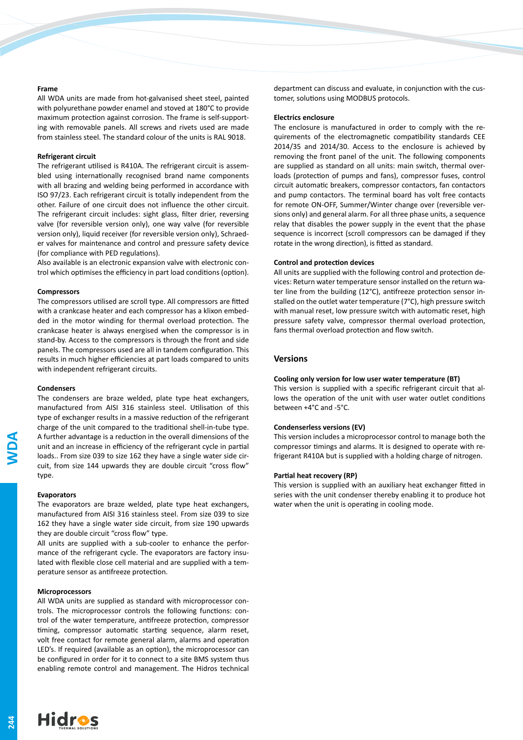### Frame

All WDA units are made from hot-galvanised sheet steel, painted with polyurethane powder enamel and stoved at 180°C to provide maximum protection against corrosion. The frame is self-supporting with removable panels. All screws and rivets used are made from stainless steel. The standard colour of the units is RAL 9018.

### Refrigerant circuit

The refrigerant utilised is R410A. The refrigerant circuit is assembled using internationally recognised brand name components with all brazing and welding being performed in accordance with ISO 97/23. Each refrigerant circuit is totally independent from the other. Failure of one circuit does not influence the other circuit. The refrigerant circuit includes: sight glass, filter drier, reversing valve (for reversible version only), one way valve (for reversible version only), liquid receiver (for reversible version only), Schraeder valves for maintenance and control and pressure safety device (for compliance with PED regulations).

Also available is an electronic expansion valve with electronic control which optimises the efficiency in part load conditions (option).

### Compressors

The compressors utilised are scroll type. All compressors are fitted with a crankcase heater and each compressor has a klixon embedded in the motor winding for thermal overload protection. The crankcase heater is always energised when the compressor is in stand-by. Access to the compressors is through the front and side panels. The compressors used are all in tandem configuration. This results in much higher efficiencies at part loads compared to units with independent refrigerant circuits.

### Condensers

The condensers are braze welded, plate type heat exchangers, manufactured from AISI 316 stainless steel. Utilisation of this type of exchanger results in a massive reduction of the refrigerant charge of the unit compared to the traditional shell-in-tube type. A further advantage is a reduction in the overall dimensions of the unit and an increase in efficiency of the refrigerant cycle in partial loads.. From size 039 to size 162 they have a single water side circuit, from size 144 upwards they are double circuit “cross flow” type.

### Evaporators

The evaporators are braze welded, plate type heat exchangers, manufactured from AISI 316 stainless steel. From size 039 to size 162 they have a single water side circuit, from size 190 upwards they are double circuit “cross flow” type.

All units are supplied with a sub-cooler to enhance the performance of the refrigerant cycle. The evaporators are factory insulated with flexible close cell material and are supplied with a temperature sensor as antifreeze protection.

### Microprocessors

All WDA units are supplied as standard with microprocessor controls. The microprocessor controls the following functions: control of the water temperature, antifreeze protection, compressor timing, compressor automatic starting sequence, alarm reset, volt free contact for remote general alarm, alarms and operation LED’s. If required (available as an option), the microprocessor can be configured in order for it to connect to a site BMS system thus enabling remote control and management. The Hidros technical department can discuss and evaluate, in conjunction with the customer, solutions using MODBUS protocols.

### Electrics enclosure

The enclosure is manufactured in order to comply with the requirements of the electromagnetic compatibility standards CEE 2014/35 and 2014/30. Access to the enclosure is achieved by removing the front panel of the unit. The following components are supplied as standard on all units: main switch, thermal overloads (protection of pumps and fans), compressor fuses, control circuit automatic breakers, compressor contactors, fan contactors and pump contactors. The terminal board has volt free contacts for remote ON-OFF, Summer/Winter change over (reversible versions only) and general alarm. For all three phase units, a sequence relay that disables the power supply in the event that the phase sequence is incorrect (scroll compressors can be damaged if they rotate in the wrong direction), is fitted as standard.

### Control and protection devices

All units are supplied with the following control and protection devices: Return water temperature sensor installed on the return water line from the building (12°C), antifreeze protection sensor installed on the outlet water temperature (7°C), high pressure switch with manual reset, low pressure switch with automatic reset, high pressure safety valve, compressor thermal overload protection, fans thermal overload protection and flow switch.

## Versions

### Cooling only version for low user water temperature (BT)

This version is supplied with a specific refrigerant circuit that allows the operation of the unit with user water outlet conditions between +4°C and -5°C.

### Condenserless versions (EV)

This version includes a microprocessor control to manage both the compressor timings and alarms. It is designed to operate with refrigerant R410A but is supplied with a holding charge of nitrogen.

### Partial heat recovery (RP)

This version is supplied with an auxiliary heat exchanger fitted in series with the unit condenser thereby enabling it to produce hot water when the unit is operating in cooling mode.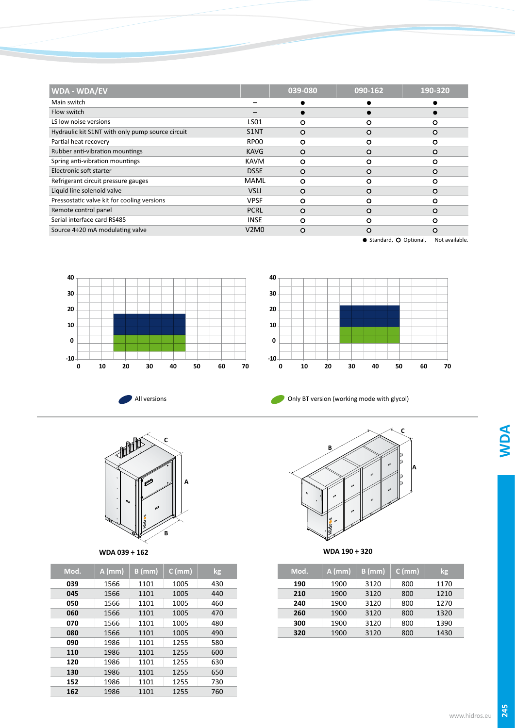| WDA - WDA/EV | | 039-080 | 090-162 | 190-320 |
|---|---|---|---|---|
| Main switch | – | ● | ● | ● |
| Flow switch | – | ● | ● | ● |
| LS low noise versions | LS01 | ○ | ○ | ○ |
| Hydraulic kit S1NT with only pump source circuit | S1NT | ○ | ○ | ○ |
| Partial heat recovery | RP00 | ○ | ○ | ○ |
| Rubber anti-vibration mountings | KAVG | ○ | ○ | ○ |
| Spring anti-vibration mountings | KAVM | ○ | ○ | ○ |
| Electronic soft starter | DSSE | ○ | ○ | ○ |
| Refrigerant circuit pressure gauges | MAML | ○ | ○ | ○ |
| Liquid line solenoid valve | VSLI | ○ | ○ | ○ |
| Pressostatic valve kit for cooling versions | VPSF | ○ | ○ | ○ |
| Remote control panel | PCRL | ○ | ○ | ○ |
| Serial interface card RS485 | INSE | ○ | ○ | ○ |
| Source 4÷20 mA modulating valve | V2M0 | ○ | ○ | ○ |

● Standard, ○ Optional, – Not available.

40
30
20
10
0
-10
0 10 20 30 40 50 60 70

40
30
20
10
0
-10
0 10 20 30 40 50 60 70

All versions

Only BT version (working mode with glycol)

WDA 039 ÷ 162

| Mod. | A (mm) | B (mm) | C (mm) | kg |
|---|---|---|---|---|
| **039** | 1566 | 1101 | 1005 | 430 |
| **045** | 1566 | 1101 | 1005 | 440 |
| **050** | 1566 | 1101 | 1005 | 460 |
| **060** | 1566 | 1101 | 1005 | 470 |
| **070** | 1566 | 1101 | 1005 | 480 |
| **080** | 1566 | 1101 | 1005 | 490 |
| **090** | 1986 | 1101 | 1255 | 580 |
| **110** | 1986 | 1101 | 1255 | 600 |
| **120** | 1986 | 1101 | 1255 | 630 |
| **130** | 1986 | 1101 | 1255 | 650 |
| **152** | 1986 | 1101 | 1255 | 730 |
| **162** | 1986 | 1101 | 1255 | 760 |

WDA 190 ÷ 320

| Mod. | A (mm) | B (mm) | C (mm) | kg |
|---|---|---|---|---|
| **190** | 1900 | 3120 | 800 | 1170 |
| **210** | 1900 | 3120 | 800 | 1210 |
| **240** | 1900 | 3120 | 800 | 1270 |
| **260** | 1900 | 3120 | 800 | 1320 |
| **300** | 1900 | 3120 | 800 | 1390 |
| **320** | 1900 | 3120 | 800 | 1430 |